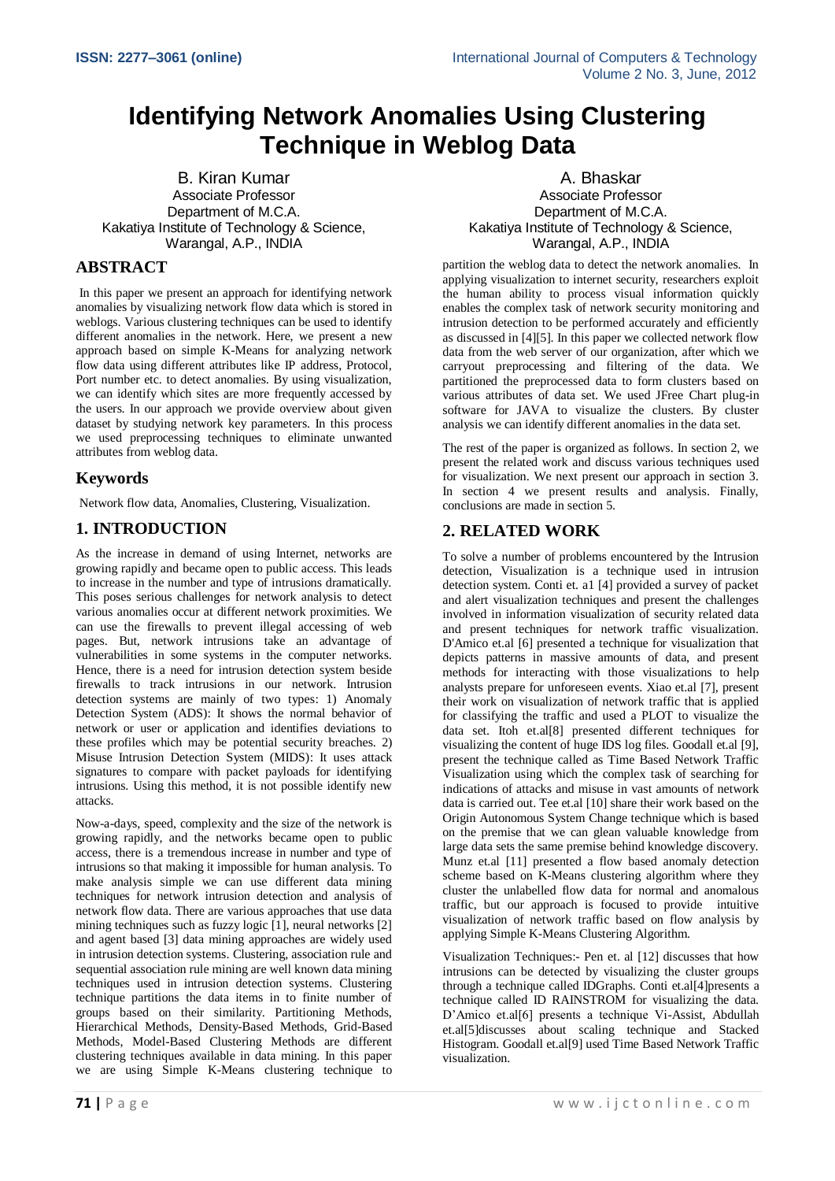# Identifying Network Anomalies Using Clustering Technique in Weblog Data

B. Kiran Kumar
Associate Professor
Department of M.C.A.
Kakatiya Institute of Technology & Science,
Warangal, A.P., INDIA

A. Bhaskar
Associate Professor
Department of M.C.A.
Kakatiya Institute of Technology & Science,
Warangal, A.P., INDIA

## ABSTRACT

In this paper we present an approach for identifying network anomalies by visualizing network flow data which is stored in weblogs. Various clustering techniques can be used to identify different anomalies in the network. Here, we present a new approach based on simple K-Means for analyzing network flow data using different attributes like IP address, Protocol, Port number etc. to detect anomalies. By using visualization, we can identify which sites are more frequently accessed by the users. In our approach we provide overview about given dataset by studying network key parameters. In this process we used preprocessing techniques to eliminate unwanted attributes from weblog data.

## Keywords

Network flow data, Anomalies, Clustering, Visualization.

## 1. INTRODUCTION

As the increase in demand of using Internet, networks are growing rapidly and became open to public access. This leads to increase in the number and type of intrusions dramatically. This poses serious challenges for network analysis to detect various anomalies occur at different network proximities. We can use the firewalls to prevent illegal accessing of web pages. But, network intrusions take an advantage of vulnerabilities in some systems in the computer networks. Hence, there is a need for intrusion detection system beside firewalls to track intrusions in our network. Intrusion detection systems are mainly of two types: 1) Anomaly Detection System (ADS): It shows the normal behavior of network or user or application and identifies deviations to these profiles which may be potential security breaches. 2) Misuse Intrusion Detection System (MIDS): It uses attack signatures to compare with packet payloads for identifying intrusions. Using this method, it is not possible identify new attacks.

Now-a-days, speed, complexity and the size of the network is growing rapidly, and the networks became open to public access, there is a tremendous increase in number and type of intrusions so that making it impossible for human analysis. To make analysis simple we can use different data mining techniques for network intrusion detection and analysis of network flow data. There are various approaches that use data mining techniques such as fuzzy logic [1], neural networks [2] and agent based [3] data mining approaches are widely used in intrusion detection systems. Clustering, association rule and sequential association rule mining are well known data mining techniques used in intrusion detection systems. Clustering technique partitions the data items in to finite number of groups based on their similarity. Partitioning Methods, Hierarchical Methods, Density-Based Methods, Grid-Based Methods, Model-Based Clustering Methods are different clustering techniques available in data mining. In this paper we are using Simple K-Means clustering technique to partition the weblog data to detect the network anomalies. In applying visualization to internet security, researchers exploit the human ability to process visual information quickly enables the complex task of network security monitoring and intrusion detection to be performed accurately and efficiently as discussed in [4][5]. In this paper we collected network flow data from the web server of our organization, after which we carryout preprocessing and filtering of the data. We partitioned the preprocessed data to form clusters based on various attributes of data set. We used JFree Chart plug-in software for JAVA to visualize the clusters. By cluster analysis we can identify different anomalies in the data set.

The rest of the paper is organized as follows. In section 2, we present the related work and discuss various techniques used for visualization. We next present our approach in section 3. In section 4 we present results and analysis. Finally, conclusions are made in section 5.

## 2. RELATED WORK

To solve a number of problems encountered by the Intrusion detection, Visualization is a technique used in intrusion detection system. Conti et. a1 [4] provided a survey of packet and alert visualization techniques and present the challenges involved in information visualization of security related data and present techniques for network traffic visualization. D'Amico et.al [6] presented a technique for visualization that depicts patterns in massive amounts of data, and present methods for interacting with those visualizations to help analysts prepare for unforeseen events. Xiao et.al [7], present their work on visualization of network traffic that is applied for classifying the traffic and used a PLOT to visualize the data set. Itoh et.al[8] presented different techniques for visualizing the content of huge IDS log files. Goodall et.al [9], present the technique called as Time Based Network Traffic Visualization using which the complex task of searching for indications of attacks and misuse in vast amounts of network data is carried out. Tee et.al [10] share their work based on the Origin Autonomous System Change technique which is based on the premise that we can glean valuable knowledge from large data sets the same premise behind knowledge discovery. Munz et.al [11] presented a flow based anomaly detection scheme based on K-Means clustering algorithm where they cluster the unlabelled flow data for normal and anomalous traffic, but our approach is focused to provide intuitive visualization of network traffic based on flow analysis by applying Simple K-Means Clustering Algorithm.

Visualization Techniques:- Pen et. al [12] discusses that how intrusions can be detected by visualizing the cluster groups through a technique called IDGraphs. Conti et.al[4]presents a technique called ID RAINSTROM for visualizing the data. D'Amico et.al[6] presents a technique Vi-Assist, Abdullah et.al[5]discusses about scaling technique and Stacked Histogram. Goodall et.al[9] used Time Based Network Traffic visualization.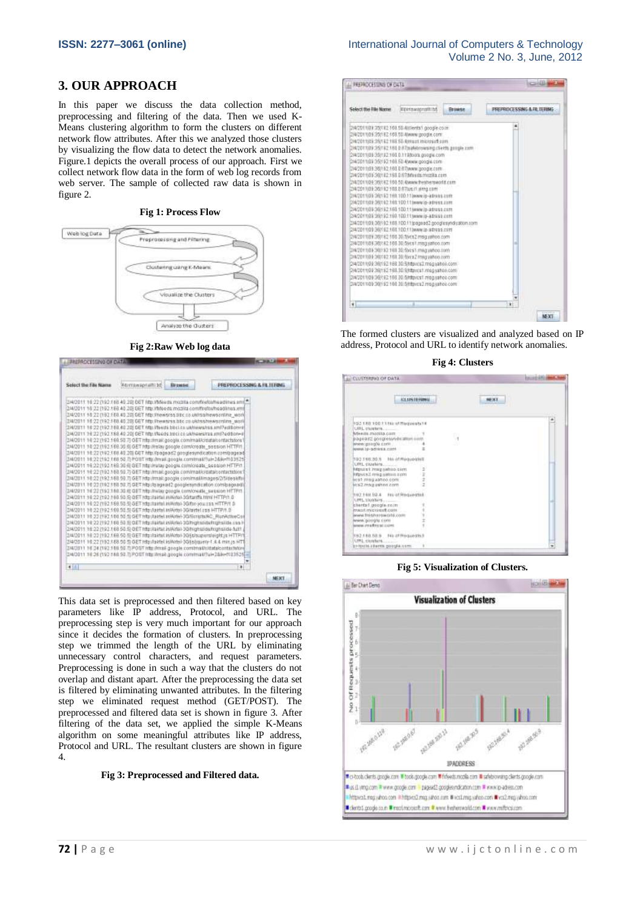## 3. OUR APPROACH

In this paper we discuss the data collection method, preprocessing and filtering of the data. Then we used K-Means clustering algorithm to form the clusters on different network flow attributes. After this we analyzed those clusters by visualizing the flow data to detect the network anomalies. Figure.1 depicts the overall process of our approach. First we collect network flow data in the form of web log records from web server. The sample of collected raw data is shown in figure 2.

**Fig 1: Process Flow**

**Fig 2:Raw Web log data**

This data set is preprocessed and then filtered based on key parameters like IP address, Protocol, and URL. The preprocessing step is very much important for our approach since it decides the formation of clusters. In preprocessing step we trimmed the length of the URL by eliminating unnecessary control characters, and request parameters. Preprocessing is done in such a way that the clusters do not overlap and distant apart. After the preprocessing the data set is filtered by eliminating unwanted attributes. In the filtering step we eliminated request method (GET/POST). The preprocessed and filtered data set is shown in figure 3. After filtering of the data set, we applied the simple K-Means algorithm on some meaningful attributes like IP address, Protocol and URL. The resultant clusters are shown in figure 4.

**Fig 3: Preprocessed and Filtered data.**

The formed clusters are visualized and analyzed based on IP address, Protocol and URL to identify network anomalies.

**Fig 4: Clusters**

**Fig 5: Visualization of Clusters.**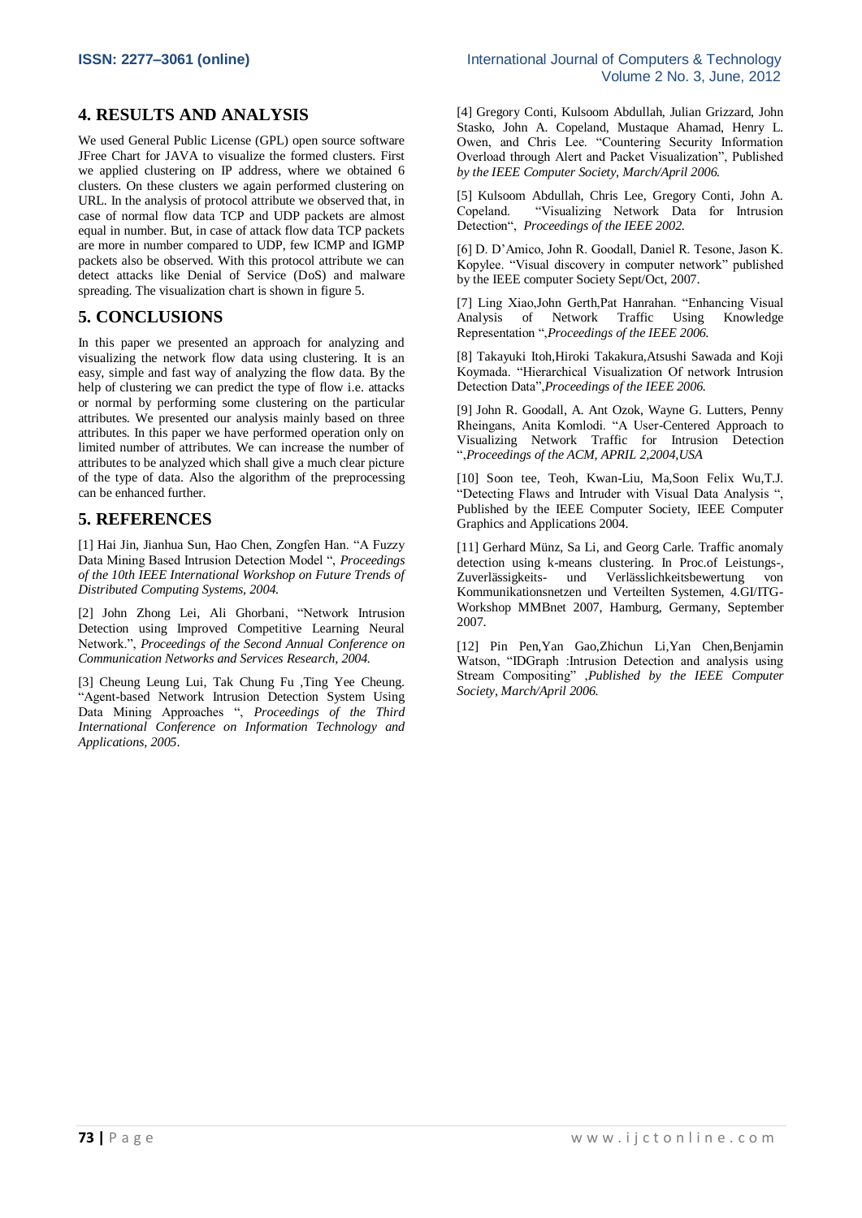## 4. RESULTS AND ANALYSIS

We used General Public License (GPL) open source software JFree Chart for JAVA to visualize the formed clusters. First we applied clustering on IP address, where we obtained 6 clusters. On these clusters we again performed clustering on URL. In the analysis of protocol attribute we observed that, in case of normal flow data TCP and UDP packets are almost equal in number. But, in case of attack flow data TCP packets are more in number compared to UDP, few ICMP and IGMP packets also be observed. With this protocol attribute we can detect attacks like Denial of Service (DoS) and malware spreading. The visualization chart is shown in figure 5.

## 5. CONCLUSIONS

In this paper we presented an approach for analyzing and visualizing the network flow data using clustering. It is an easy, simple and fast way of analyzing the flow data. By the help of clustering we can predict the type of flow i.e. attacks or normal by performing some clustering on the particular attributes. We presented our analysis mainly based on three attributes. In this paper we have performed operation only on limited number of attributes. We can increase the number of attributes to be analyzed which shall give a much clear picture of the type of data. Also the algorithm of the preprocessing can be enhanced further.

## 5. REFERENCES

[1] Hai Jin, Jianhua Sun, Hao Chen, Zongfen Han. "A Fuzzy Data Mining Based Intrusion Detection Model ", *Proceedings of the 10th IEEE International Workshop on Future Trends of Distributed Computing Systems, 2004.*

[2] John Zhong Lei, Ali Ghorbani, "Network Intrusion Detection using Improved Competitive Learning Neural Network.", *Proceedings of the Second Annual Conference on Communication Networks and Services Research, 2004.*

[3] Cheung Leung Lui, Tak Chung Fu ,Ting Yee Cheung. "Agent-based Network Intrusion Detection System Using Data Mining Approaches ", *Proceedings of the Third International Conference on Information Technology and Applications, 2005*.

[4] Gregory Conti, Kulsoom Abdullah, Julian Grizzard, John Stasko, John A. Copeland, Mustaque Ahamad, Henry L. Owen, and Chris Lee. "Countering Security Information Overload through Alert and Packet Visualization", Published *by the IEEE Computer Society, March/April 2006.*

[5] Kulsoom Abdullah, Chris Lee, Gregory Conti, John A. Copeland. "Visualizing Network Data for Intrusion Detection", *Proceedings of the IEEE 2002.*

[6] D. D'Amico, John R. Goodall, Daniel R. Tesone, Jason K. Kopylee. "Visual discovery in computer network" published by the IEEE computer Society Sept/Oct, 2007.

[7] Ling Xiao,John Gerth,Pat Hanrahan. "Enhancing Visual Analysis of Network Traffic Using Knowledge Representation ",*Proceedings of the IEEE 2006.*

[8] Takayuki Itoh,Hiroki Takakura,Atsushi Sawada and Koji Koymada. "Hierarchical Visualization Of network Intrusion Detection Data",*Proceedings of the IEEE 2006.*

[9] John R. Goodall, A. Ant Ozok, Wayne G. Lutters, Penny Rheingans, Anita Komlodi. "A User-Centered Approach to Visualizing Network Traffic for Intrusion Detection ",*Proceedings of the ACM, APRIL 2,2004,USA*

[10] Soon tee, Teoh, Kwan-Liu, Ma,Soon Felix Wu,T.J. "Detecting Flaws and Intruder with Visual Data Analysis ", Published by the IEEE Computer Society, IEEE Computer Graphics and Applications 2004.

[11] Gerhard Münz, Sa Li, and Georg Carle. Traffic anomaly detection using k-means clustering. In Proc.of Leistungs-, Zuverlässigkeits- und Verlässlichkeitsbewertung von Kommunikationsnetzen und Verteilten Systemen, 4.GI/ITG-Workshop MMBnet 2007, Hamburg, Germany, September 2007.

[12] Pin Pen,Yan Gao,Zhichun Li,Yan Chen,Benjamin Watson, "IDGraph :Intrusion Detection and analysis using Stream Compositing" ,*Published by the IEEE Computer Society, March/April 2006.*